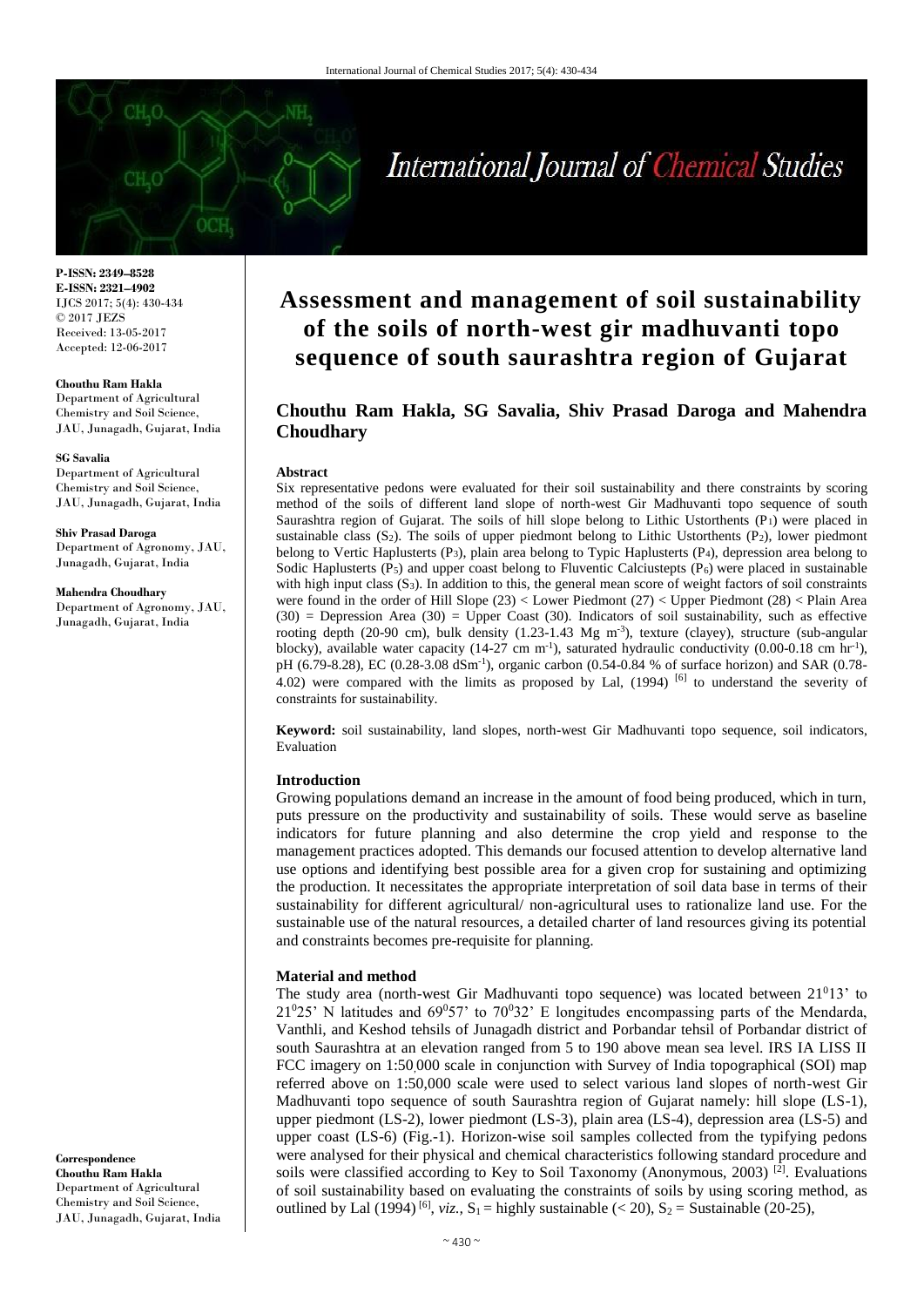# Assessment and management of soil sustainability of the soils of north-west gir madhuvanti topo sequence of south saurashtra region of Gujarat

**Chouthu Ram Hakla, SG Savalia, Shiv Prasad Daroga and Mahendra Choudhary**

**P-ISSN: 2349–8528**
**E-ISSN: 2321–4902**
IJCS 2017; 5(4): 430-434
© 2017 JEZS
Received: 13-05-2017
Accepted: 12-06-2017

**Chouthu Ram Hakla**
Department of Agricultural Chemistry and Soil Science, JAU, Junagadh, Gujarat, India

**SG Savalia**
Department of Agricultural Chemistry and Soil Science, JAU, Junagadh, Gujarat, India

**Shiv Prasad Daroga**
Department of Agronomy, JAU, Junagadh, Gujarat, India

**Mahendra Choudhary**
Department of Agronomy, JAU, Junagadh, Gujarat, India

**Correspondence**
**Chouthu Ram Hakla**
Department of Agricultural Chemistry and Soil Science, JAU, Junagadh, Gujarat, India

## Abstract

Six representative pedons were evaluated for their soil sustainability and there constraints by scoring method of the soils of different land slope of north-west Gir Madhuvanti topo sequence of south Saurashtra region of Gujarat. The soils of hill slope belong to Lithic Ustorthents ($P_1$) were placed in sustainable class ($S_2$). The soils of upper piedmont belong to Lithic Ustorthents ($P_2$), lower piedmont belong to Vertic Haplusterts ($P_3$), plain area belong to Typic Haplusterts ($P_4$), depression area belong to Sodic Haplusterts ($P_5$) and upper coast belong to Fluventic Calciustepts ($P_6$) were placed in sustainable with high input class ($S_3$). In addition to this, the general mean score of weight factors of soil constraints were found in the order of Hill Slope (23) < Lower Piedmont (27) < Upper Piedmont (28) < Plain Area (30) = Depression Area (30) = Upper Coast (30). Indicators of soil sustainability, such as effective rooting depth (20-90 cm), bulk density (1.23-1.43 Mg $m^{-3}$), texture (clayey), structure (sub-angular blocky), available water capacity (14-27 cm $m^{-1}$), saturated hydraulic conductivity (0.00-0.18 cm $hr^{-1}$), pH (6.79-8.28), EC (0.28-3.08 $dSm^{-1}$), organic carbon (0.54-0.84 % of surface horizon) and SAR (0.78-4.02) were compared with the limits as proposed by Lal, (1994) [6] to understand the severity of constraints for sustainability.

**Keyword:** soil sustainability, land slopes, north-west Gir Madhuvanti topo sequence, soil indicators, Evaluation

## Introduction

Growing populations demand an increase in the amount of food being produced, which in turn, puts pressure on the productivity and sustainability of soils. These would serve as baseline indicators for future planning and also determine the crop yield and response to the management practices adopted. This demands our focused attention to develop alternative land use options and identifying best possible area for a given crop for sustaining and optimizing the production. It necessitates the appropriate interpretation of soil data base in terms of their sustainability for different agricultural/ non-agricultural uses to rationalize land use. For the sustainable use of the natural resources, a detailed charter of land resources giving its potential and constraints becomes pre-requisite for planning.

## Material and method

The study area (north-west Gir Madhuvanti topo sequence) was located between $21^0 13'$ to $21^0 25'$ N latitudes and $69^0 57'$ to $70^0 32'$ E longitudes encompassing parts of the Mendarda, Vanthli, and Keshod tehsils of Junagadh district and Porbandar tehsil of Porbandar district of south Saurashtra at an elevation ranged from 5 to 190 above mean sea level. IRS IA LISS II FCC imagery on 1:50,000 scale in conjunction with Survey of India topographical (SOI) map referred above on 1:50,000 scale were used to select various land slopes of north-west Gir Madhuvanti topo sequence of south Saurashtra region of Gujarat namely: hill slope (LS-1), upper piedmont (LS-2), lower piedmont (LS-3), plain area (LS-4), depression area (LS-5) and upper coast (LS-6) (Fig.-1). Horizon-wise soil samples collected from the typifying pedons were analysed for their physical and chemical characteristics following standard procedure and soils were classified according to Key to Soil Taxonomy (Anonymous, 2003) [2]. Evaluations of soil sustainability based on evaluating the constraints of soils by using scoring method, as outlined by Lal (1994) [6], *viz.*, $S_1$ = highly sustainable (< 20), $S_2$ = Sustainable (20-25),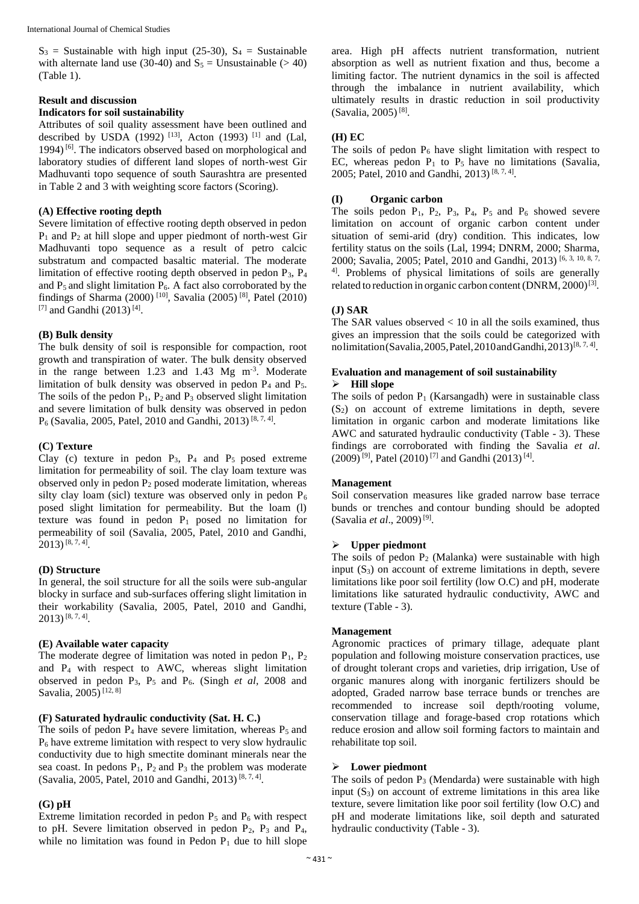$S_3$ = Sustainable with high input (25-30), $S_4$ = Sustainable with alternate land use (30-40) and $S_5$ = Unsustainable (> 40) (Table 1).

## Result and discussion

### Indicators for soil sustainability

Attributes of soil quality assessment have been outlined and described by USDA (1992) [13], Acton (1993) [1] and (Lal, 1994) [6]. The indicators observed based on morphological and laboratory studies of different land slopes of north-west Gir Madhuvanti topo sequence of south Saurashtra are presented in Table 2 and 3 with weighting score factors (Scoring).

#### (A) Effective rooting depth

Severe limitation of effective rooting depth observed in pedon $P_1$ and $P_2$ at hill slope and upper piedmont of north-west Gir Madhuvanti topo sequence as a result of petro calcic substratum and compacted basaltic material. The moderate limitation of effective rooting depth observed in pedon $P_3$, $P_4$ and $P_5$ and slight limitation $P_6$. A fact also corroborated by the findings of Sharma (2000) [10], Savalia (2005) [8], Patel (2010) [7] and Gandhi (2013) [4].

#### (B) Bulk density

The bulk density of soil is responsible for compaction, root growth and transpiration of water. The bulk density observed in the range between 1.23 and 1.43 Mg $m^{-3}$. Moderate limitation of bulk density was observed in pedon $P_4$ and $P_5$. The soils of the pedon $P_1$, $P_2$ and $P_3$ observed slight limitation and severe limitation of bulk density was observed in pedon $P_6$ (Savalia, 2005, Patel, 2010 and Gandhi, 2013) [8, 7, 4].

#### (C) Texture

Clay (c) texture in pedon $P_3$, $P_4$ and $P_5$ posed extreme limitation for permeability of soil. The clay loam texture was observed only in pedon $P_2$ posed moderate limitation, whereas silty clay loam (sicl) texture was observed only in pedon $P_6$ posed slight limitation for permeability. But the loam (l) texture was found in pedon $P_1$ posed no limitation for permeability of soil (Savalia, 2005, Patel, 2010 and Gandhi, 2013) [8, 7, 4].

#### (D) Structure

In general, the soil structure for all the soils were sub-angular blocky in surface and sub-surfaces offering slight limitation in their workability (Savalia, 2005, Patel, 2010 and Gandhi, 2013) [8, 7, 4].

#### (E) Available water capacity

The moderate degree of limitation was noted in pedon $P_1$, $P_2$ and $P_4$ with respect to AWC, whereas slight limitation observed in pedon $P_3$, $P_5$ and $P_6$. (Singh *et al*, 2008 and Savalia, 2005) [12, 8]

#### (F) Saturated hydraulic conductivity (Sat. H. C.)

The soils of pedon $P_4$ have severe limitation, whereas $P_5$ and $P_6$ have extreme limitation with respect to very slow hydraulic conductivity due to high smectite dominant minerals near the sea coast. In pedons $P_1$, $P_2$ and $P_3$ the problem was moderate (Savalia, 2005, Patel, 2010 and Gandhi, 2013) [8, 7, 4].

#### (G) pH

Extreme limitation recorded in pedon $P_5$ and $P_6$ with respect to pH. Severe limitation observed in pedon $P_2$, $P_3$ and $P_4$, while no limitation was found in Pedon $P_1$ due to hill slope area. High pH affects nutrient transformation, nutrient absorption as well as nutrient fixation and thus, become a limiting factor. The nutrient dynamics in the soil is affected through the imbalance in nutrient availability, which ultimately results in drastic reduction in soil productivity (Savalia, 2005) [8].

#### (H) EC

The soils of pedon $P_6$ have slight limitation with respect to EC, whereas pedon $P_1$ to $P_5$ have no limitations (Savalia, 2005; Patel, 2010 and Gandhi, 2013) [8, 7, 4].

#### (I) Organic carbon

The soils pedon $P_1$, $P_2$, $P_3$, $P_4$, $P_5$ and $P_6$ showed severe limitation on account of organic carbon content under situation of semi-arid (dry) condition. This indicates, low fertility status on the soils (Lal, 1994; DNRM, 2000; Sharma, 2000; Savalia, 2005; Patel, 2010 and Gandhi, 2013) [6, 3, 10, 8, 7, 4]. Problems of physical limitations of soils are generally related to reduction in organic carbon content (DNRM, 2000) [3].

#### (J) SAR

The SAR values observed < 10 in all the soils examined, thus gives an impression that the soils could be categorized with no limitation (Savalia, 2005, Patel, 2010 and Gandhi, 2013) [8, 7, 4].

### Evaluation and management of soil sustainability

- **Hill slope**

The soils of pedon $P_1$ (Karsangadh) were in sustainable class ($S_2$) on account of extreme limitations in depth, severe limitation in organic carbon and moderate limitations like AWC and saturated hydraulic conductivity (Table - 3). These findings are corroborated with finding the Savalia *et al*. (2009) [9], Patel (2010) [7] and Gandhi (2013) [4].

**Management**

Soil conservation measures like graded narrow base terrace bunds or trenches and contour bunding should be adopted (Savalia *et al*., 2009) [9].

- **Upper piedmont**

The soils of pedon $P_2$ (Malanka) were sustainable with high input ($S_3$) on account of extreme limitations in depth, severe limitations like poor soil fertility (low O.C) and pH, moderate limitations like saturated hydraulic conductivity, AWC and texture (Table - 3).

**Management**

Agronomic practices of primary tillage, adequate plant population and following moisture conservation practices, use of drought tolerant crops and varieties, drip irrigation, Use of organic manures along with inorganic fertilizers should be adopted, Graded narrow base terrace bunds or trenches are recommended to increase soil depth/rooting volume, conservation tillage and forage-based crop rotations which reduce erosion and allow soil forming factors to maintain and rehabilitate top soil.

- **Lower piedmont**

The soils of pedon $P_3$ (Mendarda) were sustainable with high input ($S_3$) on account of extreme limitations in this area like texture, severe limitation like poor soil fertility (low O.C) and pH and moderate limitations like, soil depth and saturated hydraulic conductivity (Table - 3).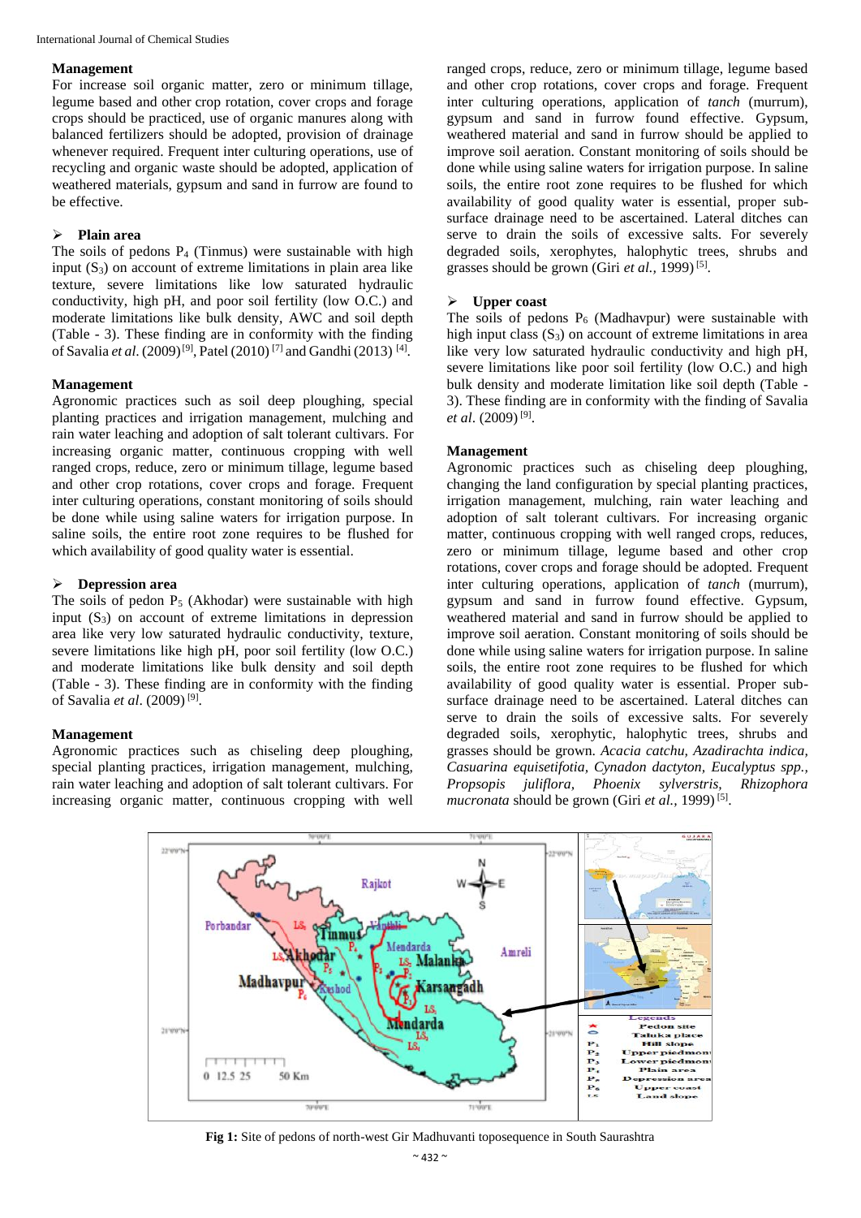#### Management

For increase soil organic matter, zero or minimum tillage, legume based and other crop rotation, cover crops and forage crops should be practiced, use of organic manures along with balanced fertilizers should be adopted, provision of drainage whenever required. Frequent inter culturing operations, use of recycling and organic waste should be adopted, application of weathered materials, gypsum and sand in furrow are found to be effective.

- **Plain area**

The soils of pedons $P_4$ (Tinmus) were sustainable with high input ($S_3$) on account of extreme limitations in plain area like texture, severe limitations like low saturated hydraulic conductivity, high pH, and poor soil fertility (low O.C.) and moderate limitations like bulk density, AWC and soil depth (Table - 3). These finding are in conformity with the finding of Savalia *et al*. (2009) [9], Patel (2010) [7] and Gandhi (2013) [4].

#### Management

Agronomic practices such as soil deep ploughing, special planting practices and irrigation management, mulching and rain water leaching and adoption of salt tolerant cultivars. For increasing organic matter, continuous cropping with well ranged crops, reduce, zero or minimum tillage, legume based and other crop rotations, cover crops and forage. Frequent inter culturing operations, constant monitoring of soils should be done while using saline waters for irrigation purpose. In saline soils, the entire root zone requires to be flushed for which availability of good quality water is essential.

- **Depression area**

The soils of pedon $P_5$ (Akhodar) were sustainable with high input ($S_3$) on account of extreme limitations in depression area like very low saturated hydraulic conductivity, texture, severe limitations like high pH, poor soil fertility (low O.C.) and moderate limitations like bulk density and soil depth (Table - 3). These finding are in conformity with the finding of Savalia *et al*. (2009) [9].

#### Management

Agronomic practices such as chiseling deep ploughing, special planting practices, irrigation management, mulching, rain water leaching and adoption of salt tolerant cultivars. For increasing organic matter, continuous cropping with well ranged crops, reduce, zero or minimum tillage, legume based and other crop rotations, cover crops and forage. Frequent inter culturing operations, application of *tanch* (murrum), gypsum and sand in furrow found effective. Gypsum, weathered material and sand in furrow should be applied to improve soil aeration. Constant monitoring of soils should be done while using saline waters for irrigation purpose. In saline soils, the entire root zone requires to be flushed for which availability of good quality water is essential, proper sub-surface drainage need to be ascertained. Lateral ditches can serve to drain the soils of excessive salts. For severely degraded soils, xerophytes, halophytic trees, shrubs and grasses should be grown (Giri *et al.*, 1999) [5].

- **Upper coast**

The soils of pedons $P_6$ (Madhavpur) were sustainable with high input class ($S_3$) on account of extreme limitations in area like very low saturated hydraulic conductivity and high pH, severe limitations like poor soil fertility (low O.C.) and high bulk density and moderate limitation like soil depth (Table - 3). These finding are in conformity with the finding of Savalia *et al*. (2009) [9].

#### Management

Agronomic practices such as chiseling deep ploughing, changing the land configuration by special planting practices, irrigation management, mulching, rain water leaching and adoption of salt tolerant cultivars. For increasing organic matter, continuous cropping with well ranged crops, reduces, zero or minimum tillage, legume based and other crop rotations, cover crops and forage should be adopted. Frequent inter culturing operations, application of *tanch* (murrum), gypsum and sand in furrow found effective. Gypsum, weathered material and sand in furrow should be applied to improve soil aeration. Constant monitoring of soils should be done while using saline waters for irrigation purpose. In saline soils, the entire root zone requires to be flushed for which availability of good quality water is essential. Proper sub-surface drainage need to be ascertained. Lateral ditches can serve to drain the soils of excessive salts. For severely degraded soils, xerophytic, halophytic trees, shrubs and grasses should be grown. *Acacia catchu, Azadirachta indica, Casuarina equisetifotia, Cynadon dactyton, Eucalyptus spp., Propsopis juliflora, Phoenix sylverstris, Rhizophora mucronata* should be grown (Giri *et al.*, 1999) [5].

**Fig 1:** Site of pedons of north-west Gir Madhuvanti toposequence in South Saurashtra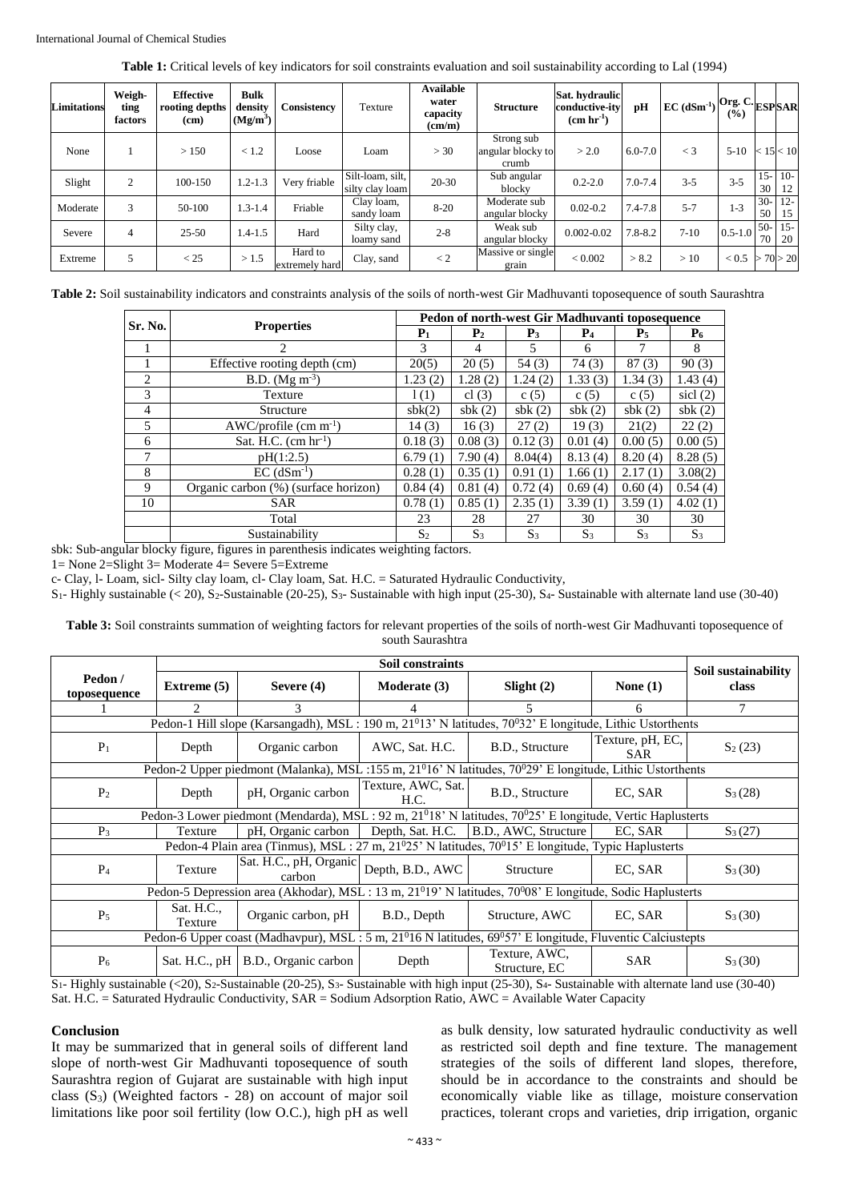**Table 1:** Critical levels of key indicators for soil constraints evaluation and soil sustainability according to Lal (1994)

| Limitations | Weighting factors | Effective rooting depths (cm) | Bulk density ($Mg/m^3$) | Consistency | Texture | Available water capacity (cm/m) | Structure | Sat. hydraulic conductive-ity ($cm\ hr^{-1}$) | pH | EC ($dSm^{-1}$) | Org. C. (%) | ESP | SAR |
|---|---|---|---|---|---|---|---|---|---|---|---|---|---|
| None | 1 | > 150 | < 1.2 | Loose | Loam | > 30 | Strong sub angular blocky to crumb | > 2.0 | 6.0-7.0 | < 3 | 5-10 | < 15 | < 10 |
| Slight | 2 | 100-150 | 1.2-1.3 | Very friable | Silt-loam, silt, silty clay loam | 20-30 | Sub angular blocky | 0.2-2.0 | 7.0-7.4 | 3-5 | 3-5 | 15-30 | 10-12 |
| Moderate | 3 | 50-100 | 1.3-1.4 | Friable | Clay loam, sandy loam | 8-20 | Moderate sub angular blocky | 0.02-0.2 | 7.4-7.8 | 5-7 | 1-3 | 30-50 | 12-15 |
| Severe | 4 | 25-50 | 1.4-1.5 | Hard | Silty clay, loamy sand | 2-8 | Weak sub angular blocky | 0.002-0.02 | 7.8-8.2 | 7-10 | 0.5-1.0 | 50-70 | 15-20 |
| Extreme | 5 | < 25 | > 1.5 | Hard to extremely hard | Clay, sand | < 2 | Massive or single grain | < 0.002 | > 8.2 | > 10 | < 0.5 | > 70 | > 20 |

**Table 2:** Soil sustainability indicators and constraints analysis of the soils of north-west Gir Madhuvanti toposequence of south Saurashtra

| Sr. No. | Properties | Pedon of north-west Gir Madhuvanti toposequence | | | | | |
|---|---|---|---|---|---|---|---|
| | | $P_1$ | $P_2$ | $P_3$ | $P_4$ | $P_5$ | $P_6$ |
| 1 | 2 | 3 | 4 | 5 | 6 | 7 | 8 |
| 1 | Effective rooting depth (cm) | 20(5) | 20 (5) | 54 (3) | 74 (3) | 87 (3) | 90 (3) |
| 2 | B.D. ($Mg\ m^{-3}$) | 1.23 (2) | 1.28 (2) | 1.24 (2) | 1.33 (3) | 1.34 (3) | 1.43 (4) |
| 3 | Texture | l (1) | cl (3) | c (5) | c (5) | c (5) | sicl (2) |
| 4 | Structure | sbk(2) | sbk (2) | sbk (2) | sbk (2) | sbk (2) | sbk (2) |
| 5 | AWC/profile ($cm\ m^{-1}$) | 14 (3) | 16 (3) | 27 (2) | 19 (3) | 21(2) | 22 (2) |
| 6 | Sat. H.C. ($cm\ hr^{-1}$) | 0.18 (3) | 0.08 (3) | 0.12 (3) | 0.01 (4) | 0.00 (5) | 0.00 (5) |
| 7 | pH(1:2.5) | 6.79 (1) | 7.90 (4) | 8.04(4) | 8.13 (4) | 8.20 (4) | 8.28 (5) |
| 8 | EC ($dSm^{-1}$) | 0.28 (1) | 0.35 (1) | 0.91 (1) | 1.66 (1) | 2.17 (1) | 3.08(2) |
| 9 | Organic carbon (%) (surface horizon) | 0.84 (4) | 0.81 (4) | 0.72 (4) | 0.69 (4) | 0.60 (4) | 0.54 (4) |
| 10 | SAR | 0.78 (1) | 0.85 (1) | 2.35 (1) | 3.39 (1) | 3.59 (1) | 4.02 (1) |
| | Total | 23 | 28 | 27 | 30 | 30 | 30 |
| | Sustainability | $S_2$ | $S_3$ | $S_3$ | $S_3$ | $S_3$ | $S_3$ |

sbk: Sub-angular blocky figure, figures in parenthesis indicates weighting factors.
1= None 2=Slight 3= Moderate 4= Severe 5=Extreme
c- Clay, l- Loam, sicl- Silty clay loam, cl- Clay loam, Sat. H.C. = Saturated Hydraulic Conductivity,
$S_1$- Highly sustainable (< 20), $S_2$-Sustainable (20-25), $S_3$- Sustainable with high input (25-30), $S_4$- Sustainable with alternate land use (30-40)

**Table 3:** Soil constraints summation of weighting factors for relevant properties of the soils of north-west Gir Madhuvanti toposequence of south Saurashtra

| Pedon / toposequence | Soil constraints | | | | | Soil sustainability class |
|---|---|---|---|---|---|---|
| | Extreme (5) | Severe (4) | Moderate (3) | Slight (2) | None (1) | |
| 1 | 2 | 3 | 4 | 5 | 6 | 7 |
| Pedon-1 Hill slope (Karsangadh), MSL : 190 m, 21°13' N latitudes, 70°32' E longitude, Lithic Ustorthents | | | | | | |
| $P_1$ | Depth | Organic carbon | AWC, Sat. H.C. | B.D., Structure | Texture, pH, EC, SAR | $S_2$ (23) |
| Pedon-2 Upper piedmont (Malanka), MSL :155 m, 21°16' N latitudes, 70°29' E longitude, Lithic Ustorthents | | | | | | |
| $P_2$ | Depth | pH, Organic carbon | Texture, AWC, Sat. H.C. | B.D., Structure | EC, SAR | $S_3$ (28) |
| Pedon-3 Lower piedmont (Mendarda), MSL : 92 m, 21°18' N latitudes, 70°25' E longitude, Vertic Haplusterts | | | | | | |
| $P_3$ | Texture | pH, Organic carbon | Depth, Sat. H.C. | B.D., AWC, Structure | EC, SAR | $S_3$ (27) |
| Pedon-4 Plain area (Tinmus), MSL : 27 m, 21°25' N latitudes, 70°15' E longitude, Typic Haplusterts | | | | | | |
| $P_4$ | Texture | Sat. H.C., pH, Organic carbon | Depth, B.D., AWC | Structure | EC, SAR | $S_3$ (30) |
| Pedon-5 Depression area (Akhodar), MSL : 13 m, 21°19' N latitudes, 70°08' E longitude, Sodic Haplusterts | | | | | | |
| $P_5$ | Sat. H.C., Texture | Organic carbon, pH | B.D., Depth | Structure, AWC | EC, SAR | $S_3$ (30) |
| Pedon-6 Upper coast (Madhavpur), MSL : 5 m, 21°16 N latitudes, 69°57' E longitude, Fluventic Calciustepts | | | | | | |
| $P_6$ | Sat. H.C., pH | B.D., Organic carbon | Depth | Texture, AWC, Structure, EC | SAR | $S_3$ (30) |

$S_1$- Highly sustainable (<20), $S_2$-Sustainable (20-25), $S_3$- Sustainable with high input (25-30), $S_4$- Sustainable with alternate land use (30-40)
Sat. H.C. = Saturated Hydraulic Conductivity, SAR = Sodium Adsorption Ratio, AWC = Available Water Capacity

## Conclusion

It may be summarized that in general soils of different land slope of north-west Gir Madhuvanti toposequence of south Saurashtra region of Gujarat are sustainable with high input class ($S_3$) (Weighted factors - 28) on account of major soil limitations like poor soil fertility (low O.C.), high pH as well as bulk density, low saturated hydraulic conductivity as well as restricted soil depth and fine texture. The management strategies of the soils of different land slopes, therefore, should be in accordance to the constraints and should be economically viable like as tillage, moisture conservation practices, tolerant crops and varieties, drip irrigation, organic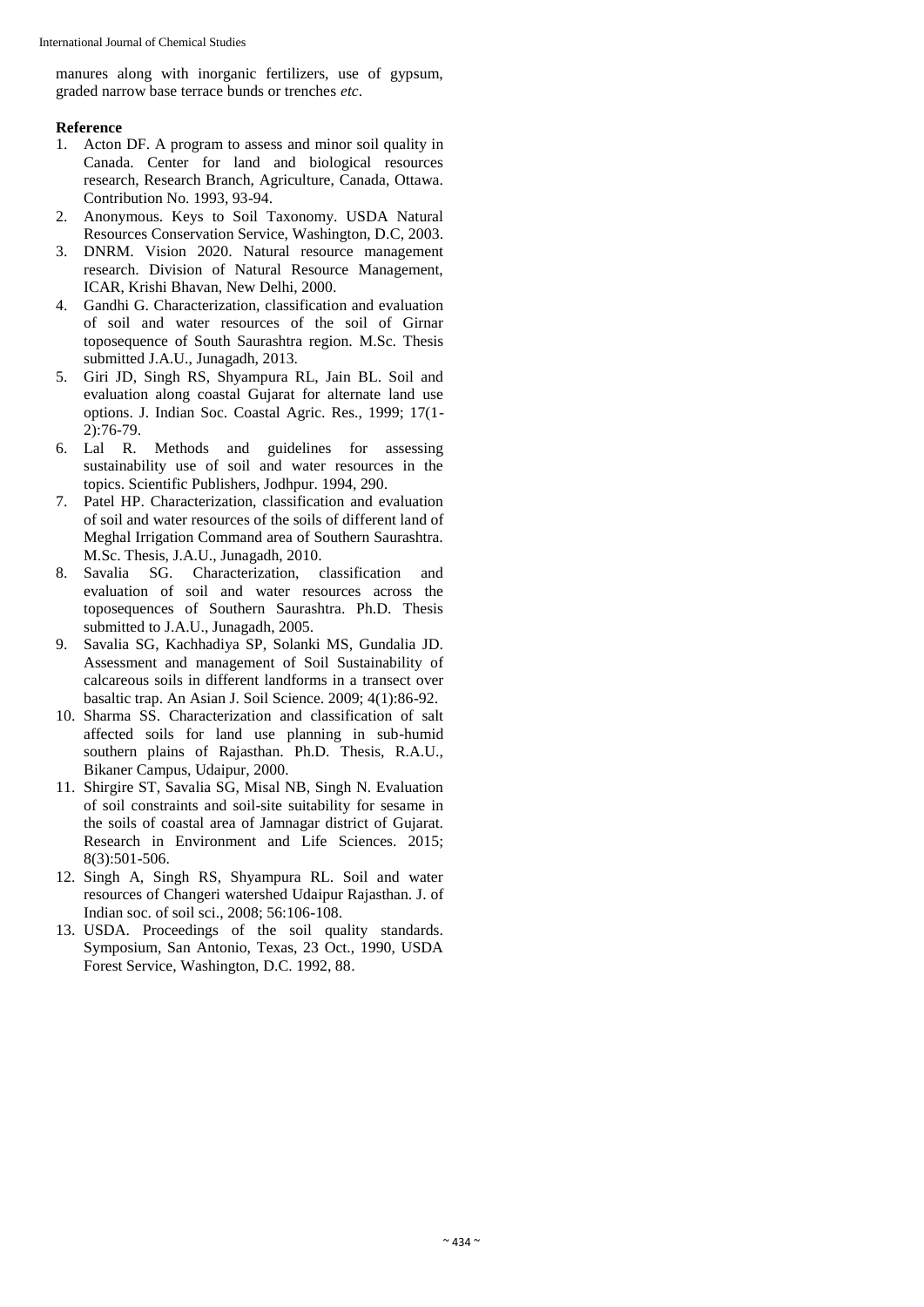manures along with inorganic fertilizers, use of gypsum, graded narrow base terrace bunds or trenches *etc*.

**Reference**

1. Acton DF. A program to assess and minor soil quality in Canada. Center for land and biological resources research, Research Branch, Agriculture, Canada, Ottawa. Contribution No. 1993, 93-94.
2. Anonymous. Keys to Soil Taxonomy. USDA Natural Resources Conservation Service, Washington, D.C, 2003.
3. DNRM. Vision 2020. Natural resource management research. Division of Natural Resource Management, ICAR, Krishi Bhavan, New Delhi, 2000.
4. Gandhi G. Characterization, classification and evaluation of soil and water resources of the soil of Girnar toposequence of South Saurashtra region. M.Sc. Thesis submitted J.A.U., Junagadh, 2013.
5. Giri JD, Singh RS, Shyampura RL, Jain BL. Soil and evaluation along coastal Gujarat for alternate land use options. J. Indian Soc. Coastal Agric. Res., 1999; 17(1-2):76-79.
6. Lal R. Methods and guidelines for assessing sustainability use of soil and water resources in the topics. Scientific Publishers, Jodhpur. 1994, 290.
7. Patel HP. Characterization, classification and evaluation of soil and water resources of the soils of different land of Meghal Irrigation Command area of Southern Saurashtra. M.Sc. Thesis, J.A.U., Junagadh, 2010.
8. Savalia SG. Characterization, classification and evaluation of soil and water resources across the toposequences of Southern Saurashtra. Ph.D. Thesis submitted to J.A.U., Junagadh, 2005.
9. Savalia SG, Kachhadiya SP, Solanki MS, Gundalia JD. Assessment and management of Soil Sustainability of calcareous soils in different landforms in a transect over basaltic trap. An Asian J. Soil Science. 2009; 4(1):86-92.
10. Sharma SS. Characterization and classification of salt affected soils for land use planning in sub-humid southern plains of Rajasthan. Ph.D. Thesis, R.A.U., Bikaner Campus, Udaipur, 2000.
11. Shirgire ST, Savalia SG, Misal NB, Singh N. Evaluation of soil constraints and soil-site suitability for sesame in the soils of coastal area of Jamnagar district of Gujarat. Research in Environment and Life Sciences. 2015; 8(3):501-506.
12. Singh A, Singh RS, Shyampura RL. Soil and water resources of Changeri watershed Udaipur Rajasthan. J. of Indian soc. of soil sci., 2008; 56:106-108.
13. USDA. Proceedings of the soil quality standards. Symposium, San Antonio, Texas, 23 Oct., 1990, USDA Forest Service, Washington, D.C. 1992, 88.